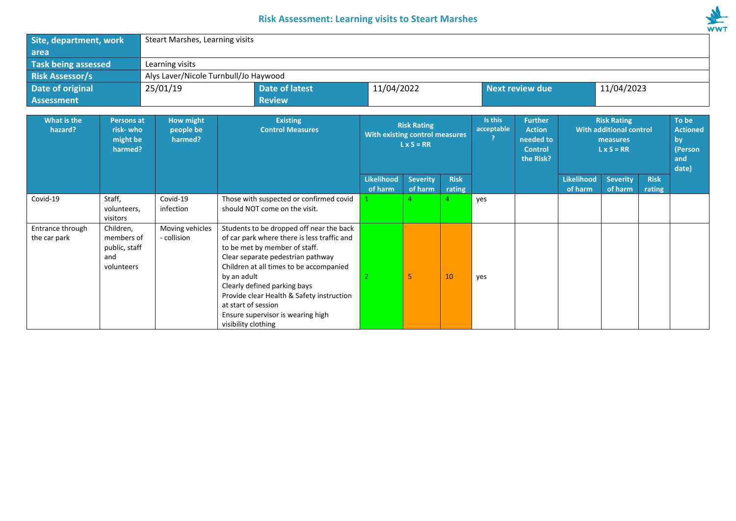# Risk Assessment: Learning visits to Steart Marshes

| Site, department, work area | Steart Marshes, Learning visits | | | | |
|---|---|---|---|---|---|
| Task being assessed | Learning visits | | | | |
| Risk Assessor/s | Alys Laver/Nicole Turnbull/Jo Haywood | | | | |
| Date of original Assessment | 25/01/19 | Date of latest Review | 11/04/2022 | Next review due | 11/04/2023 |

| What is the hazard? | Persons at risk- who might be harmed? | How might people be harmed? | Existing Control Measures | Risk Rating With existing control measures L x S = RR | | | Is this acceptable ? | Further Action needed to Control the Risk? | Risk Rating With additional control measures L x S = RR | | | To be Actioned by (Person and date) |
|---|---|---|---|---|---|---|---|---|---|---|---|---|
| | | | | Likelihood of harm | Severity of harm | Risk rating | | | Likelihood of harm | Severity of harm | Risk rating | |
| Covid-19 | Staff, volunteers, visitors | Covid-19 infection | Those with suspected or confirmed covid should NOT come on the visit. | 1 | 4 | 4 | yes | | | | | |
| Entrance through the car park | Children, members of public, staff and volunteers | Moving vehicles - collision | Students to be dropped off near the back of car park where there is less traffic and to be met by member of staff.<br>Clear separate pedestrian pathway<br>Children at all times to be accompanied by an adult<br>Clearly defined parking bays<br>Provide clear Health & Safety instruction at start of session<br>Ensure supervisor is wearing high visibility clothing | 2 | 5 | 10 | yes | | | | | |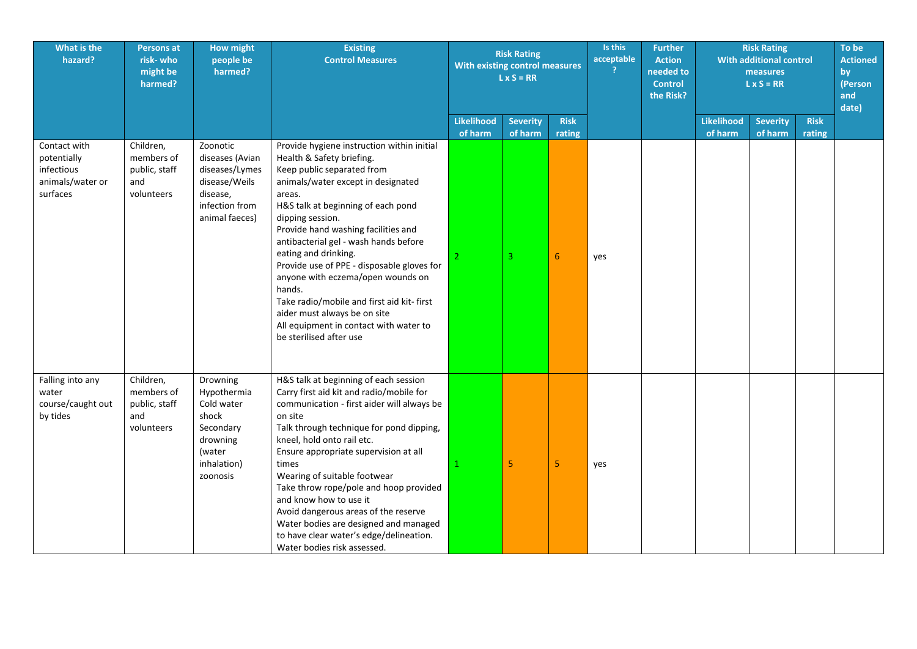| What is the hazard? | Persons at risk- who might be harmed? | How might people be harmed? | Existing Control Measures | Risk Rating With existing control measures L x S = RR | | | Is this acceptable ? | Further Action needed to Control the Risk? | Risk Rating With additional control measures L x S = RR | | | To be Actioned by (Person and date) |
|---|---|---|---|---|---|---|---|---|---|---|---|---|
| | | | | Likelihood of harm | Severity of harm | Risk rating | | | Likelihood of harm | Severity of harm | Risk rating | |
| Contact with potentially infectious animals/water or surfaces | Children, members of public, staff and volunteers | Zoonotic diseases (Avian diseases/Lymes disease/Weils disease, infection from animal faeces) | Provide hygiene instruction within initial Health & Safety briefing.<br>Keep public separated from animals/water except in designated areas.<br>H&S talk at beginning of each pond dipping session.<br>Provide hand washing facilities and antibacterial gel - wash hands before eating and drinking.<br>Provide use of PPE - disposable gloves for anyone with eczema/open wounds on hands.<br>Take radio/mobile and first aid kit- first aider must always be on site<br>All equipment in contact with water to be sterilised after use | 2 | 3 | 6 | yes | | | | | |
| Falling into any water course/caught out by tides | Children, members of public, staff and volunteers | Drowning<br>Hypothermia<br>Cold water shock<br>Secondary drowning (water inhalation)<br>zoonosis | H&S talk at beginning of each session<br>Carry first aid kit and radio/mobile for communication - first aider will always be on site<br>Talk through technique for pond dipping, kneel, hold onto rail etc.<br>Ensure appropriate supervision at all times<br>Wearing of suitable footwear<br>Take throw rope/pole and hoop provided and know how to use it<br>Avoid dangerous areas of the reserve<br>Water bodies are designed and managed to have clear water's edge/delineation.<br>Water bodies risk assessed. | 1 | 5 | 5 | yes | | | | | |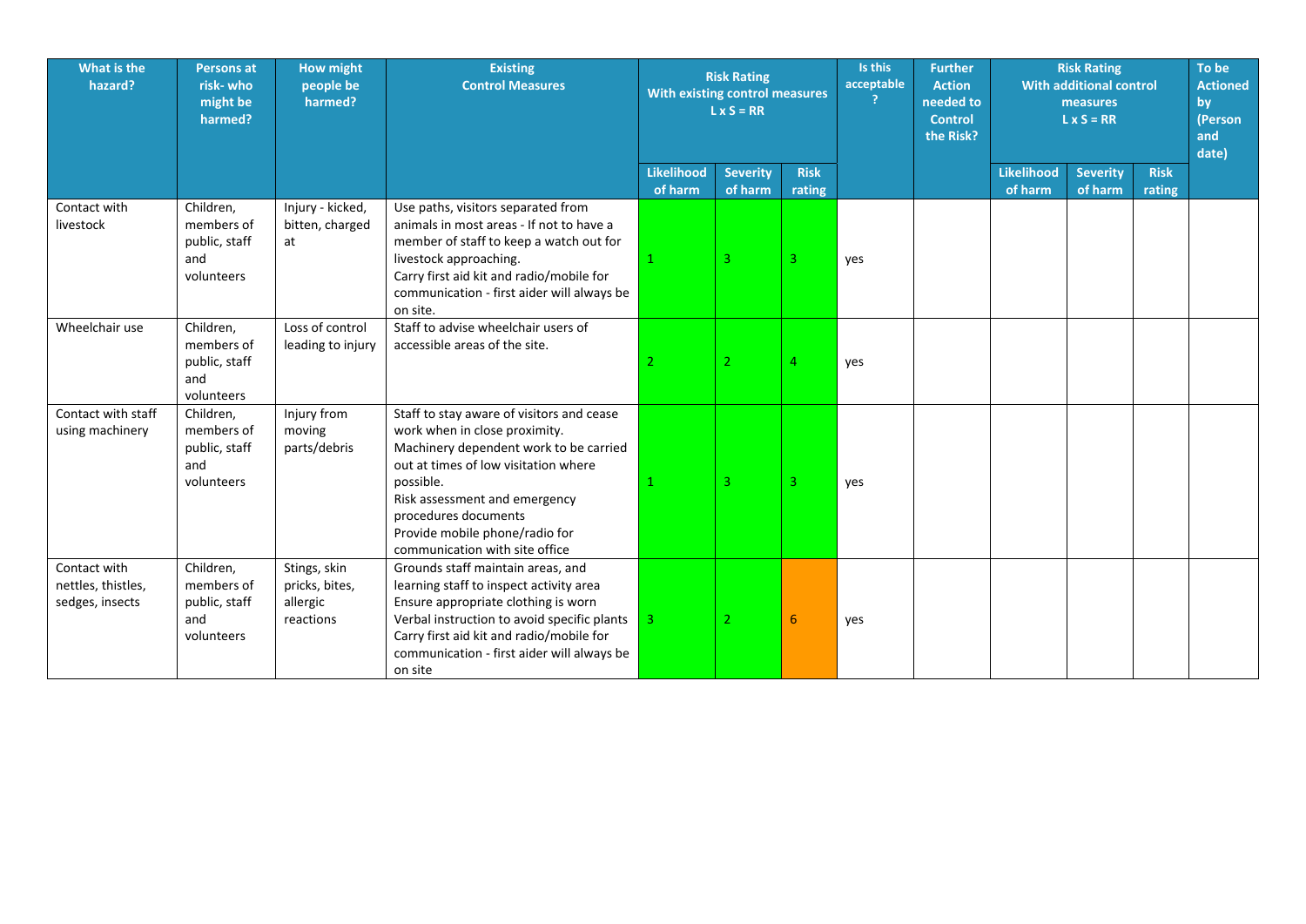| What is the hazard? | Persons at risk- who might be harmed? | How might people be harmed? | Existing Control Measures | Risk Rating With existing control measures L x S = RR | | | Is this acceptable ? | Further Action needed to Control the Risk? | Risk Rating With additional control measures L x S = RR | | | To be Actioned by (Person and date) |
|---|---|---|---|---|---|---|---|---|---|---|---|---|
| | | | | Likelihood of harm | Severity of harm | Risk rating | | | Likelihood of harm | Severity of harm | Risk rating | |
| Contact with livestock | Children, members of public, staff and volunteers | Injury - kicked, bitten, charged at | Use paths, visitors separated from animals in most areas - If not to have a member of staff to keep a watch out for livestock approaching.<br>Carry first aid kit and radio/mobile for communication - first aider will always be on site. | 1 | 3 | 3 | yes | | | | | |
| Wheelchair use | Children, members of public, staff and volunteers | Loss of control leading to injury | Staff to advise wheelchair users of accessible areas of the site. | 2 | 2 | 4 | yes | | | | | |
| Contact with staff using machinery | Children, members of public, staff and volunteers | Injury from moving parts/debris | Staff to stay aware of visitors and cease work when in close proximity.<br>Machinery dependent work to be carried out at times of low visitation where possible.<br>Risk assessment and emergency procedures documents<br>Provide mobile phone/radio for communication with site office | 1 | 3 | 3 | yes | | | | | |
| Contact with nettles, thistles, sedges, insects | Children, members of public, staff and volunteers | Stings, skin pricks, bites, allergic reactions | Grounds staff maintain areas, and learning staff to inspect activity area<br>Ensure appropriate clothing is worn<br>Verbal instruction to avoid specific plants<br>Carry first aid kit and radio/mobile for communication - first aider will always be on site | 3 | 2 | 6 | yes | | | | | |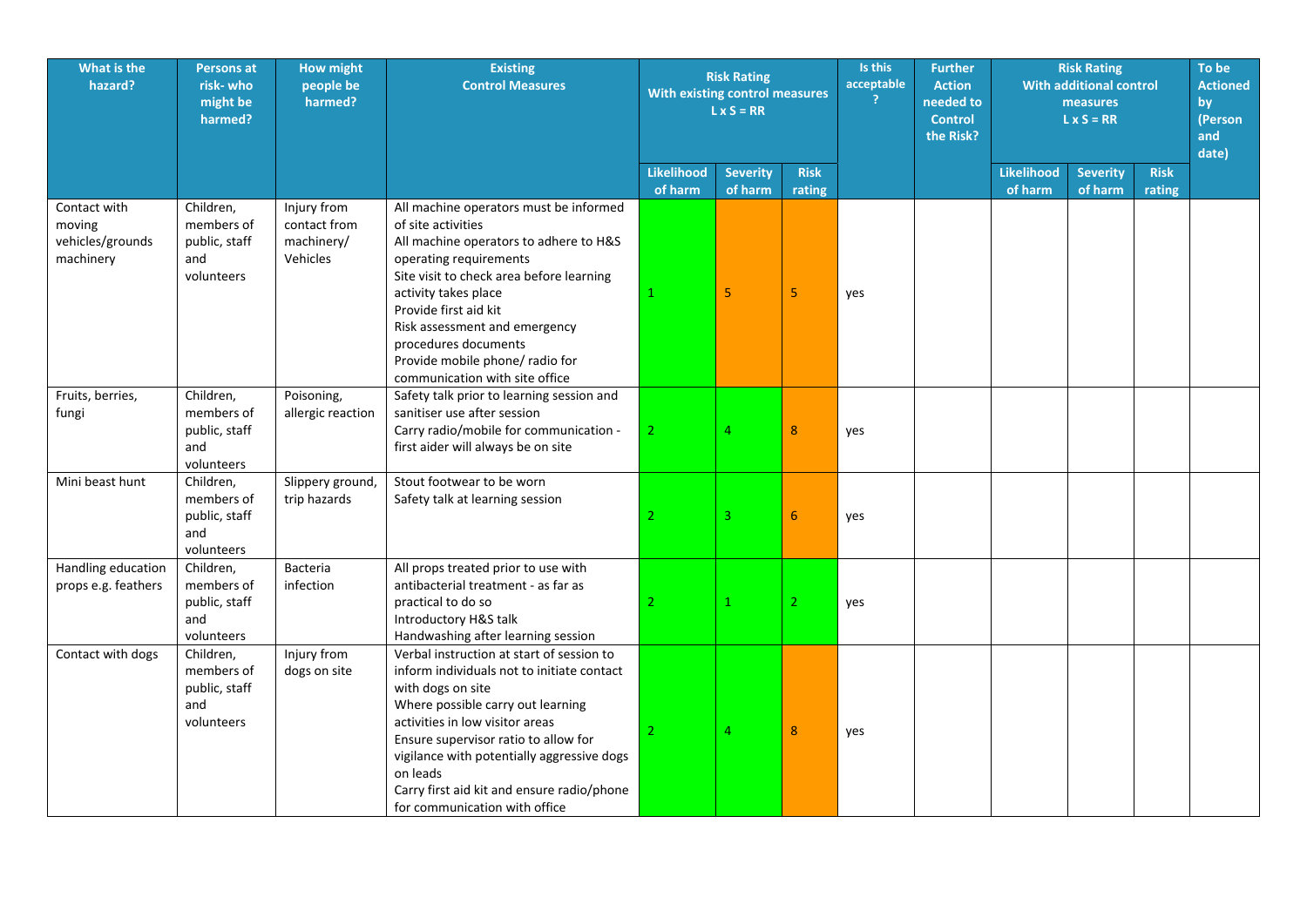| What is the hazard? | Persons at risk- who might be harmed? | How might people be harmed? | Existing Control Measures | Risk Rating With existing control measures L x S = RR | | | Is this acceptable ? | Further Action needed to Control the Risk? | Risk Rating With additional control measures L x S = RR | | | To be Actioned by (Person and date) |
|---|---|---|---|---|---|---|---|---|---|---|---|---|
| | | | | Likelihood of harm | Severity of harm | Risk rating | | | Likelihood of harm | Severity of harm | Risk rating | |
| Contact with moving vehicles/grounds machinery | Children, members of public, staff and volunteers | Injury from contact from machinery/ Vehicles | All machine operators must be informed of site activities<br>All machine operators to adhere to H&S operating requirements<br>Site visit to check area before learning activity takes place<br>Provide first aid kit<br>Risk assessment and emergency procedures documents<br>Provide mobile phone/ radio for communication with site office | 1 | 5 | 5 | yes | | | | | |
| Fruits, berries, fungi | Children, members of public, staff and volunteers | Poisoning, allergic reaction | Safety talk prior to learning session and sanitiser use after session<br>Carry radio/mobile for communication - first aider will always be on site | 2 | 4 | 8 | yes | | | | | |
| Mini beast hunt | Children, members of public, staff and volunteers | Slippery ground, trip hazards | Stout footwear to be worn<br>Safety talk at learning session | 2 | 3 | 6 | yes | | | | | |
| Handling education props e.g. feathers | Children, members of public, staff and volunteers | Bacteria infection | All props treated prior to use with antibacterial treatment - as far as practical to do so<br>Introductory H&S talk<br>Handwashing after learning session | 2 | 1 | 2 | yes | | | | | |
| Contact with dogs | Children, members of public, staff and volunteers | Injury from dogs on site | Verbal instruction at start of session to inform individuals not to initiate contact with dogs on site<br>Where possible carry out learning activities in low visitor areas<br>Ensure supervisor ratio to allow for vigilance with potentially aggressive dogs on leads<br>Carry first aid kit and ensure radio/phone for communication with office | 2 | 4 | 8 | yes | | | | | |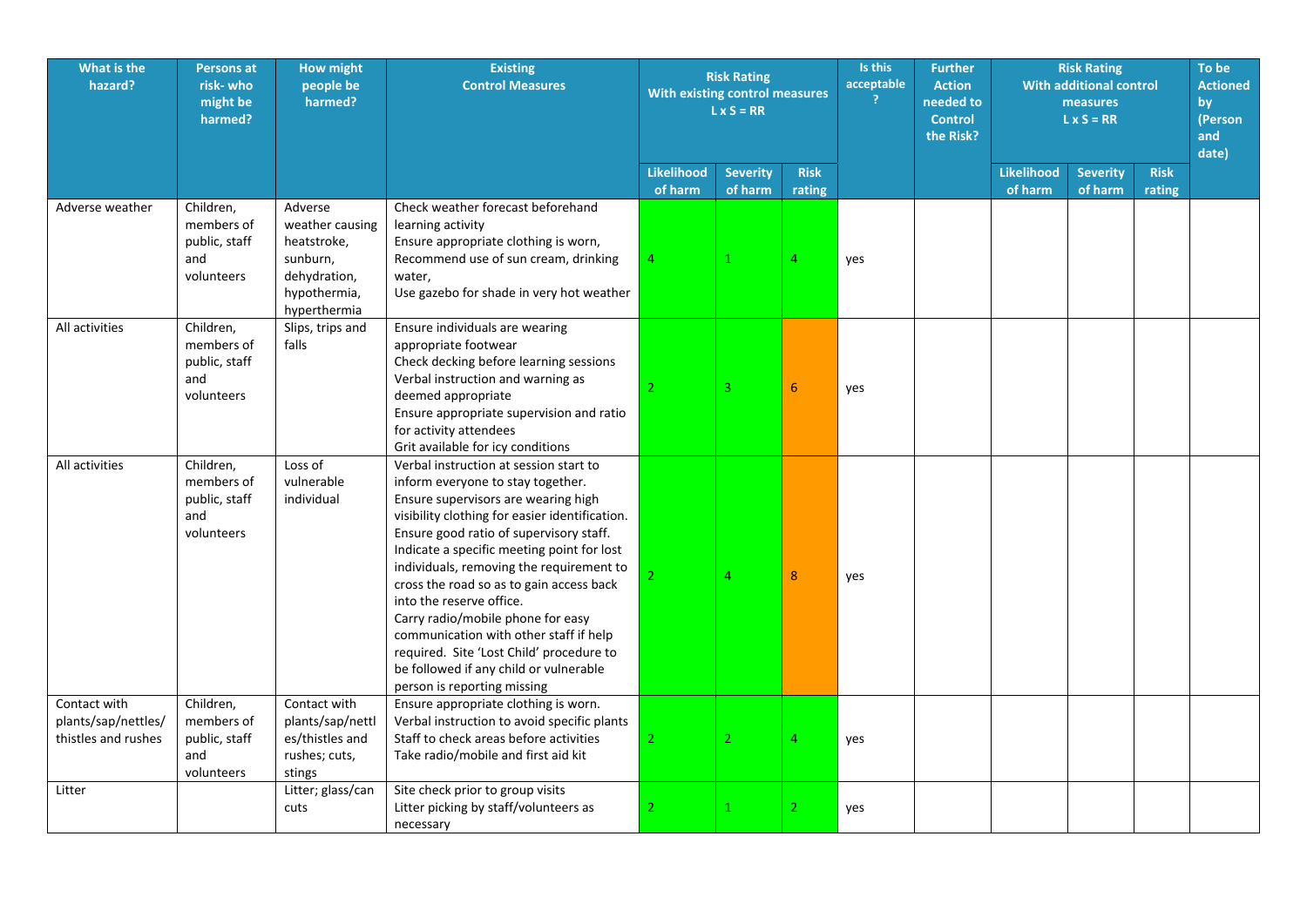| What is the hazard? | Persons at risk- who might be harmed? | How might people be harmed? | Existing Control Measures | Risk Rating With existing control measures L x S = RR | | | Is this acceptable ? | Further Action needed to Control the Risk? | Risk Rating With additional control measures L x S = RR | | | To be Actioned by (Person and date) |
|---|---|---|---|---|---|---|---|---|---|---|---|---|
| | | | | Likelihood of harm | Severity of harm | Risk rating | | | Likelihood of harm | Severity of harm | Risk rating | |
| Adverse weather | Children, members of public, staff and volunteers | Adverse weather causing heatstroke, sunburn, dehydration, hypothermia, hyperthermia | Check weather forecast beforehand learning activity<br>Ensure appropriate clothing is worn,<br>Recommend use of sun cream, drinking water,<br>Use gazebo for shade in very hot weather | 4 | 1 | 4 | yes | | | | | |
| All activities | Children, members of public, staff and volunteers | Slips, trips and falls | Ensure individuals are wearing appropriate footwear<br>Check decking before learning sessions<br>Verbal instruction and warning as deemed appropriate<br>Ensure appropriate supervision and ratio for activity attendees<br>Grit available for icy conditions | 2 | 3 | 6 | yes | | | | | |
| All activities | Children, members of public, staff and volunteers | Loss of vulnerable individual | Verbal instruction at session start to inform everyone to stay together.<br>Ensure supervisors are wearing high visibility clothing for easier identification.<br>Ensure good ratio of supervisory staff.<br>Indicate a specific meeting point for lost individuals, removing the requirement to cross the road so as to gain access back into the reserve office.<br>Carry radio/mobile phone for easy communication with other staff if help required. Site 'Lost Child' procedure to be followed if any child or vulnerable person is reporting missing | 2 | 4 | 8 | yes | | | | | |
| Contact with plants/sap/nettles/ thistles and rushes | Children, members of public, staff and volunteers | Contact with plants/sap/nettles/thistles and rushes; cuts, stings | Ensure appropriate clothing is worn.<br>Verbal instruction to avoid specific plants<br>Staff to check areas before activities<br>Take radio/mobile and first aid kit | 2 | 2 | 4 | yes | | | | | |
| Litter | | Litter; glass/can cuts | Site check prior to group visits<br>Litter picking by staff/volunteers as necessary | 2 | 1 | 2 | yes | | | | | |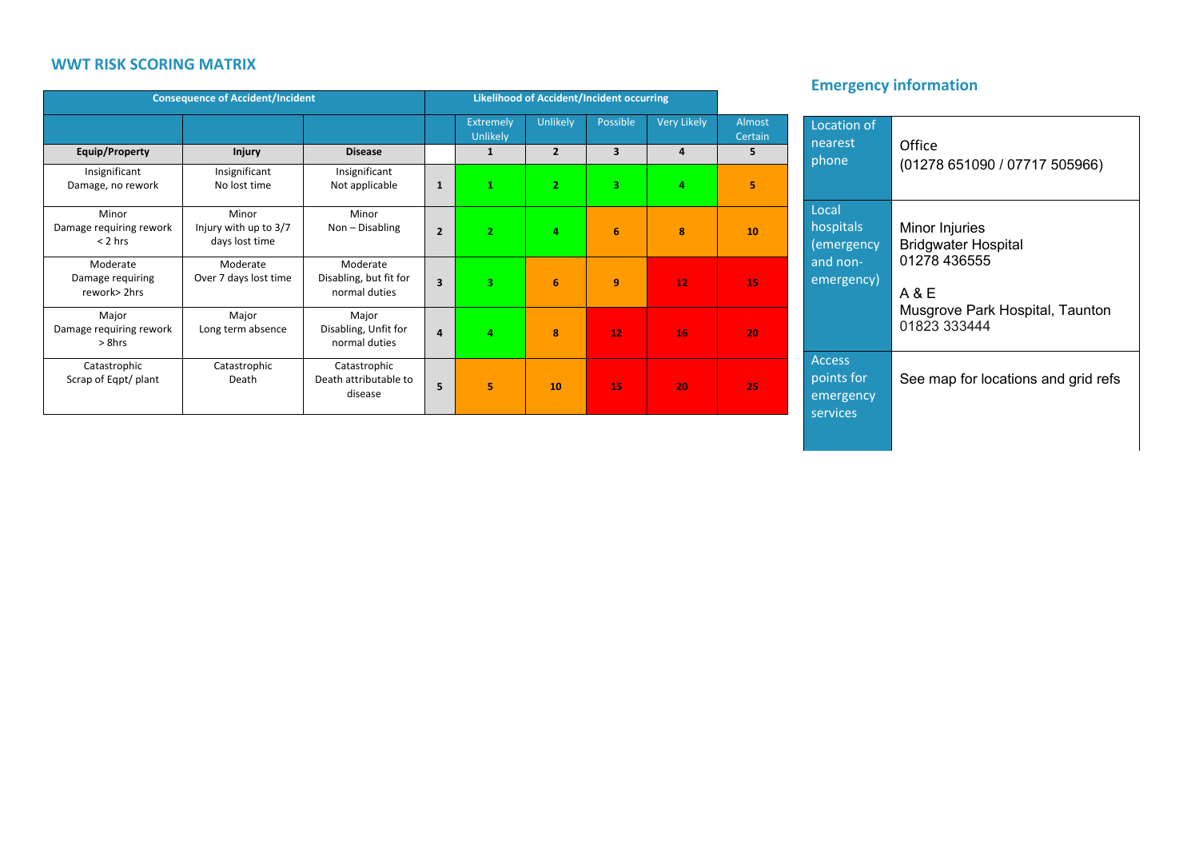## WWT RISK SCORING MATRIX

| Consequence of Accident/Incident | | | | Likelihood of Accident/Incident occurring | | | | |
|---|---|---|---|---|---|---|---|---|
| | | | | Extremely Unlikely | Unlikely | Possible | Very Likely | Almost Certain |
| **Equip/Property** | **Injury** | **Disease** | | **1** | **2** | **3** | **4** | **5** |
| Insignificant Damage, no rework | Insignificant No lost time | Insignificant Not applicable | **1** | **1** | **2** | **3** | **4** | **5** |
| Minor Damage requiring rework < 2 hrs | Minor Injury with up to 3/7 days lost time | Minor Non – Disabling | **2** | **2** | **4** | **6** | **8** | **10** |
| Moderate Damage requiring rework> 2hrs | Moderate Over 7 days lost time | Moderate Disabling, but fit for normal duties | **3** | **3** | **6** | **9** | **12** | **15** |
| Major Damage requiring rework > 8hrs | Major Long term absence | Major Disabling, Unfit for normal duties | **4** | **4** | **8** | **12** | **16** | **20** |
| Catastrophic Scrap of Eqpt/ plant | Catastrophic Death | Catastrophic Death attributable to disease | **5** | **5** | **10** | **15** | **20** | **25** |

## Emergency information

| | |
|---|---|
| Location of nearest phone | Office (01278 651090 / 07717 505966) |
| Local hospitals (emergency and non-emergency) | Minor Injuries<br>Bridgwater Hospital<br>01278 436555<br><br>A & E<br>Musgrove Park Hospital, Taunton<br>01823 333444 |
| Access points for emergency services | See map for locations and grid refs |